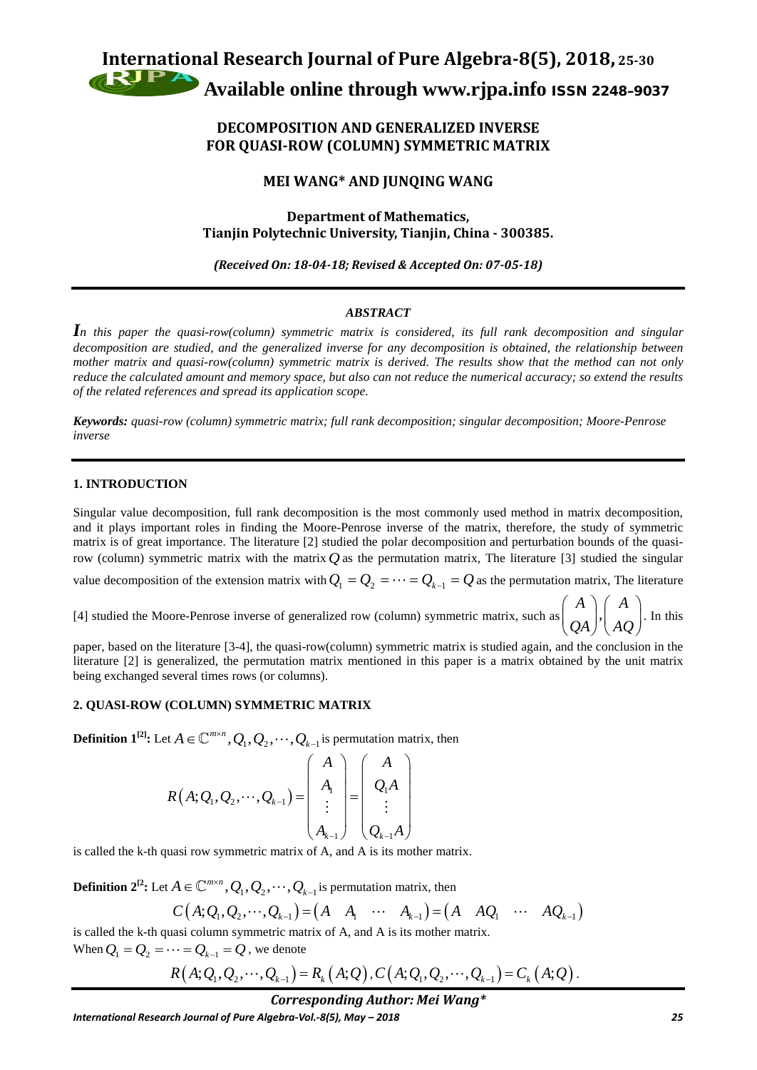# DECOMPOSITION AND GENERALIZED INVERSE FOR QUASI-ROW (COLUMN) SYMMETRIC MATRIX

**MEI WANG\* AND JUNQING WANG**

**Department of Mathematics, Tianjin Polytechnic University, Tianjin, China - 300385.**

***(Received On: 18-04-18; Revised & Accepted On: 07-05-18)***

---

### *ABSTRACT*

*In this paper the quasi-row(column) symmetric matrix is considered, its full rank decomposition and singular decomposition are studied, and the generalized inverse for any decomposition is obtained, the relationship between mother matrix and quasi-row(column) symmetric matrix is derived. The results show that the method can not only reduce the calculated amount and memory space, but also can not reduce the numerical accuracy; so extend the results of the related references and spread its application scope.*

***Keywords:*** *quasi-row (column) symmetric matrix; full rank decomposition; singular decomposition; Moore-Penrose inverse*

---

## 1. INTRODUCTION

Singular value decomposition, full rank decomposition is the most commonly used method in matrix decomposition, and it plays important roles in finding the Moore-Penrose inverse of the matrix, therefore, the study of symmetric matrix is of great importance. The literature [2] studied the polar decomposition and perturbation bounds of the quasi-row (column) symmetric matrix with the matrix $Q$ as the permutation matrix, The literature [3] studied the singular value decomposition of the extension matrix with $Q_1 = Q_2 = \cdots = Q_{k-1} = Q$ as the permutation matrix, The literature [4] studied the Moore-Penrose inverse of generalized row (column) symmetric matrix, such as $\begin{pmatrix} A \\ QA \end{pmatrix}, \begin{pmatrix} A \\ AQ \end{pmatrix}$. In this paper, based on the literature [3-4], the quasi-row(column) symmetric matrix is studied again, and the conclusion in the literature [2] is generalized, the permutation matrix mentioned in this paper is a matrix obtained by the unit matrix being exchanged several times rows (or columns).

## 2. QUASI-ROW (COLUMN) SYMMETRIC MATRIX

**Definition 1[2]:** Let $A \in \mathbb{C}^{m\times n}, Q_1, Q_2, \cdots, Q_{k-1}$ is permutation matrix, then

$$R\left(A; Q_1, Q_2, \cdots, Q_{k-1}\right) = \begin{pmatrix} A \\ A_1 \\ \vdots \\ A_{k-1} \end{pmatrix} = \begin{pmatrix} A \\ Q_1 A \\ \vdots \\ Q_{k-1} A \end{pmatrix}$$

is called the k-th quasi row symmetric matrix of A, and A is its mother matrix.

**Definition 2[2]:** Let $A \in \mathbb{C}^{m\times n}, Q_1, Q_2, \cdots, Q_{k-1}$ is permutation matrix, then

$$C\left(A; Q_1, Q_2, \cdots, Q_{k-1}\right) = \begin{pmatrix} A & A_1 & \cdots & A_{k-1} \end{pmatrix} = \begin{pmatrix} A & AQ_1 & \cdots & AQ_{k-1} \end{pmatrix}$$

is called the k-th quasi column symmetric matrix of A, and A is its mother matrix.

When $Q_1 = Q_2 = \cdots = Q_{k-1} = Q$, we denote

$$R\left(A; Q_1, Q_2, \cdots, Q_{k-1}\right) = R_k\left(A; Q\right), C\left(A; Q_1, Q_2, \cdots, Q_{k-1}\right) = C_k\left(A; Q\right).$$

***Corresponding Author: Mei Wang\****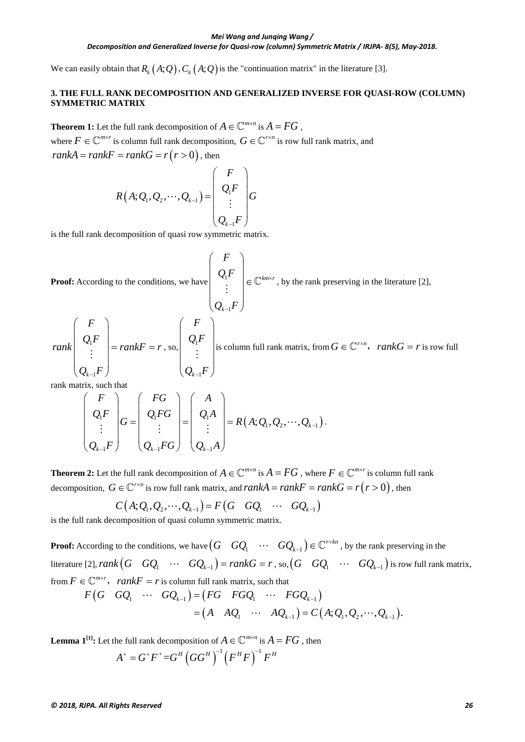We can easily obtain that $R_k(A;Q), C_k(A;Q)$ is the "continuation matrix" in the literature [3].

## 3. THE FULL RANK DECOMPOSITION AND GENERALIZED INVERSE FOR QUASI-ROW (COLUMN) SYMMETRIC MATRIX

**Theorem 1:** Let the full rank decomposition of $A \in \mathbb{C}^{m\times n}$ is $A = FG$,
where $F \in \mathbb{C}^{m\times r}$ is column full rank decomposition, $G \in \mathbb{C}^{r\times n}$ is row full rank matrix, and $rankA = rankF = rankG = r\,(r > 0)$, then

$$R(A;Q_1,Q_2,\cdots,Q_{k-1}) = \begin{pmatrix} F \\ Q_1F \\ \vdots \\ Q_{k-1}F \end{pmatrix} G$$

is the full rank decomposition of quasi row symmetric matrix.

**Proof:** According to the conditions, we have $\begin{pmatrix} F \\ Q_1F \\ \vdots \\ Q_{k-1}F \end{pmatrix} \in \mathbb{C}^{km\times r}$, by the rank preserving in the literature [2],

$rank\begin{pmatrix} F \\ Q_1F \\ \vdots \\ Q_{k-1}F \end{pmatrix} = rankF = r$, so, $\begin{pmatrix} F \\ Q_1F \\ \vdots \\ Q_{k-1}F \end{pmatrix}$ is column full rank matrix, from $G \in \mathbb{C}^{r\times n},\ rankG = r$ is row full rank matrix, such that

$$\begin{pmatrix} F \\ Q_1F \\ \vdots \\ Q_{k-1}F \end{pmatrix} G = \begin{pmatrix} FG \\ Q_1FG \\ \vdots \\ Q_{k-1}FG \end{pmatrix} = \begin{pmatrix} A \\ Q_1A \\ \vdots \\ Q_{k-1}A \end{pmatrix} = R(A;Q_1,Q_2,\cdots,Q_{k-1}).$$

**Theorem 2:** Let the full rank decomposition of $A \in \mathbb{C}^{m\times n}$ is $A = FG$, where $F \in \mathbb{C}^{m\times r}$ is column full rank decomposition, $G \in \mathbb{C}^{r\times n}$ is row full rank matrix, and $rankA = rankF = rankG = r\,(r > 0)$, then

$$C(A;Q_1,Q_2,\cdots,Q_{k-1}) = F\begin{pmatrix} G & GQ_1 & \cdots & GQ_{k-1} \end{pmatrix}$$

is the full rank decomposition of quasi column symmetric matrix.

**Proof:** According to the conditions, we have $\begin{pmatrix} G & GQ_1 & \cdots & GQ_{k-1} \end{pmatrix} \in \mathbb{C}^{r\times kn}$, by the rank preserving in the literature [2], $rank\begin{pmatrix} G & GQ_1 & \cdots & GQ_{k-1} \end{pmatrix} = rankG = r$, so, $\begin{pmatrix} G & GQ_1 & \cdots & GQ_{k-1} \end{pmatrix}$ is row full rank matrix, from $F \in \mathbb{C}^{m\times r},\ rankF = r$ is column full rank matrix, such that

$$\begin{aligned} F\begin{pmatrix} G & GQ_1 & \cdots & GQ_{k-1} \end{pmatrix} &= \begin{pmatrix} FG & FGQ_1 & \cdots & FGQ_{k-1} \end{pmatrix} \\ &= \begin{pmatrix} A & AQ_1 & \cdots & AQ_{k-1} \end{pmatrix} = C(A;Q_1,Q_2,\cdots,Q_{k-1}). \end{aligned}$$

**Lemma 1[1]:** Let the full rank decomposition of $A \in \mathbb{C}^{m\times n}$ is $A = FG$, then

$$A^+ = G^+F^+ = G^H\left(GG^H\right)^{-1}\left(F^HF\right)^{-1}F^H$$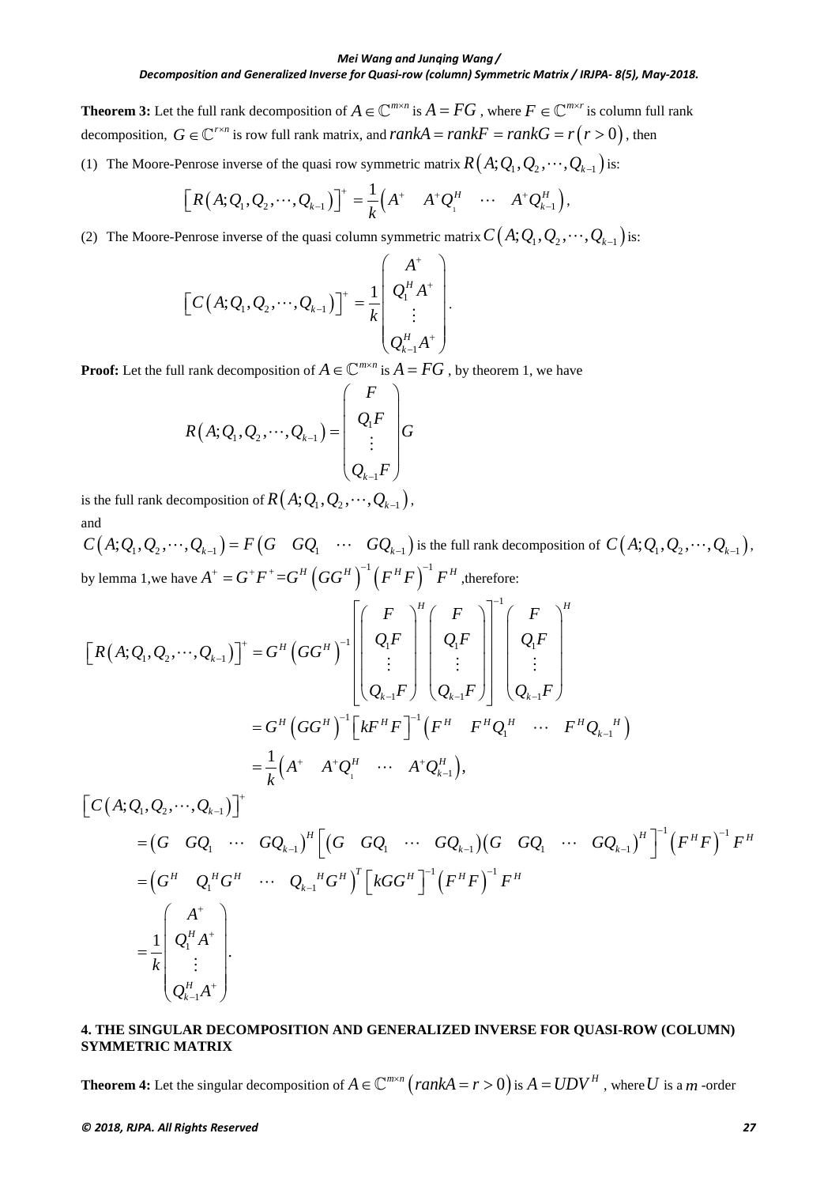**Theorem 3:** Let the full rank decomposition of $A \in \mathbb{C}^{m\times n}$ is $A = FG$ , where $F \in \mathbb{C}^{m\times r}$ is column full rank decomposition, $G \in \mathbb{C}^{r\times n}$ is row full rank matrix, and $rankA = rankF = rankG = r\left(r > 0\right)$, then

(1) The Moore-Penrose inverse of the quasi row symmetric matrix $R\left(A;Q_1,Q_2,\cdots,Q_{k-1}\right)$ is:

$$\left[R\left(A;Q_1,Q_2,\cdots,Q_{k-1}\right)\right]^+ = \frac{1}{k}\begin{pmatrix} A^+ & A^+Q_1^H & \cdots & A^+Q_{k-1}^H \end{pmatrix},$$

(2) The Moore-Penrose inverse of the quasi column symmetric matrix $C\left(A;Q_1,Q_2,\cdots,Q_{k-1}\right)$ is:

$$\left[C\left(A;Q_1,Q_2,\cdots,Q_{k-1}\right)\right]^+ = \frac{1}{k}\begin{pmatrix} A^+ \\ Q_1^H A^+ \\ \vdots \\ Q_{k-1}^H A^+ \end{pmatrix}.$$

**Proof:** Let the full rank decomposition of $A \in \mathbb{C}^{m\times n}$ is $A = FG$ , by theorem 1, we have

$$R\left(A;Q_1,Q_2,\cdots,Q_{k-1}\right) = \begin{pmatrix} F \\ Q_1F \\ \vdots \\ Q_{k-1}F \end{pmatrix} G$$

is the full rank decomposition of $R\left(A;Q_1,Q_2,\cdots,Q_{k-1}\right)$,

and

$C\left(A;Q_1,Q_2,\cdots,Q_{k-1}\right) = F\begin{pmatrix} G & GQ_1 & \cdots & GQ_{k-1} \end{pmatrix}$ is the full rank decomposition of $C\left(A;Q_1,Q_2,\cdots,Q_{k-1}\right)$, by lemma 1,we have $A^+ = G^+F^+ = G^H\left(GG^H\right)^{-1}\left(F^HF\right)^{-1}F^H$ ,therefore:

$$\begin{aligned}
\left[R\left(A;Q_1,Q_2,\cdots,Q_{k-1}\right)\right]^+ &= G^H\left(GG^H\right)^{-1}\left[\begin{pmatrix} F \\ Q_1F \\ \vdots \\ Q_{k-1}F \end{pmatrix}^H \begin{pmatrix} F \\ Q_1F \\ \vdots \\ Q_{k-1}F \end{pmatrix}\right]^{-1}\begin{pmatrix} F \\ Q_1F \\ \vdots \\ Q_{k-1}F \end{pmatrix}^H \\
&= G^H\left(GG^H\right)^{-1}\left[kF^HF\right]^{-1}\begin{pmatrix} F^H & F^HQ_1^H & \cdots & F^HQ_{k-1}{}^H \end{pmatrix} \\
&= \frac{1}{k}\begin{pmatrix} A^+ & A^+Q_1^H & \cdots & A^+Q_{k-1}^H \end{pmatrix},
\end{aligned}$$

$$\begin{aligned}
&\left[C\left(A;Q_1,Q_2,\cdots,Q_{k-1}\right)\right]^+ \\
&= \begin{pmatrix} G & GQ_1 & \cdots & GQ_{k-1} \end{pmatrix}^H\left[\begin{pmatrix} G & GQ_1 & \cdots & GQ_{k-1} \end{pmatrix}\begin{pmatrix} G & GQ_1 & \cdots & GQ_{k-1} \end{pmatrix}^H\right]^{-1}\left(F^HF\right)^{-1}F^H \\
&= \begin{pmatrix} G^H & Q_1{}^HG^H & \cdots & Q_{k-1}{}^HG^H \end{pmatrix}^T\left[kGG^H\right]^{-1}\left(F^HF\right)^{-1}F^H \\
&= \frac{1}{k}\begin{pmatrix} A^+ \\ Q_1^H A^+ \\ \vdots \\ Q_{k-1}^H A^+ \end{pmatrix}.
\end{aligned}$$

## 4. THE SINGULAR DECOMPOSITION AND GENERALIZED INVERSE FOR QUASI-ROW (COLUMN) SYMMETRIC MATRIX

**Theorem 4:** Let the singular decomposition of $A \in \mathbb{C}^{m\times n}\left(rankA = r > 0\right)$ is $A = UDV^H$ , where $U$ is a $m$ -order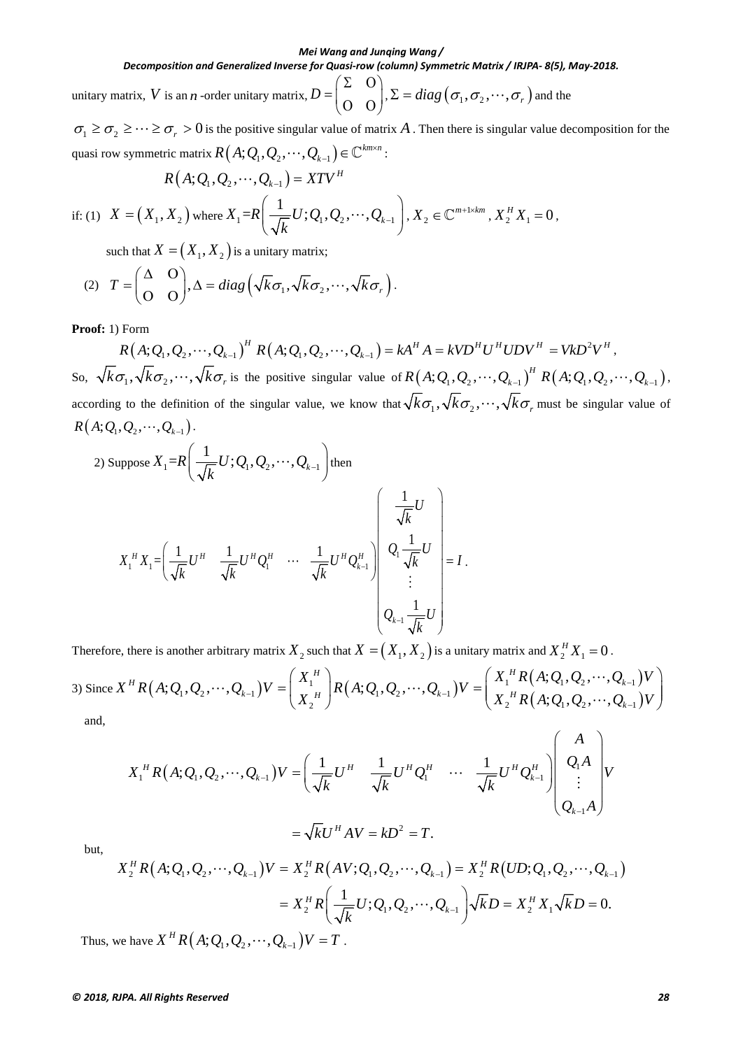unitary matrix, $V$ is an $n$-order unitary matrix, $D=\begin{pmatrix}\Sigma & O\\ O & O\end{pmatrix}, \Sigma = diag\left(\sigma_1,\sigma_2,\cdots,\sigma_r\right)$ and the $\sigma_1 \ge \sigma_2 \ge \cdots \ge \sigma_r > 0$ is the positive singular value of matrix $A$. Then there is singular value decomposition for the quasi row symmetric matrix $R\left(A;Q_1,Q_2,\cdots,Q_{k-1}\right)\in \mathbb{C}^{km\times n}$:

$$R\left(A;Q_1,Q_2,\cdots,Q_{k-1}\right) = XTV^H$$

if: (1) $X=\left(X_1,X_2\right)$ where $X_1=R\left(\frac{1}{\sqrt{k}}U;Q_1,Q_2,\cdots,Q_{k-1}\right)$, $X_2\in\mathbb{C}^{m+1\times km}$, $X_2^H X_1 = 0$,

such that $X=\left(X_1,X_2\right)$ is a unitary matrix;

(2) $T=\begin{pmatrix}\Delta & O\\ O & O\end{pmatrix}, \Delta = diag\left(\sqrt{k}\sigma_1,\sqrt{k}\sigma_2,\cdots,\sqrt{k}\sigma_r\right)$.

**Proof:** 1) Form

$$R\left(A;Q_1,Q_2,\cdots,Q_{k-1}\right)^H R\left(A;Q_1,Q_2,\cdots,Q_{k-1}\right) = kA^HA = kVD^HU^HUDV^H = VkD^2V^H,$$

So, $\sqrt{k}\sigma_1,\sqrt{k}\sigma_2,\cdots,\sqrt{k}\sigma_r$ is the positive singular value of $R\left(A;Q_1,Q_2,\cdots,Q_{k-1}\right)^H R\left(A;Q_1,Q_2,\cdots,Q_{k-1}\right)$, according to the definition of the singular value, we know that $\sqrt{k}\sigma_1,\sqrt{k}\sigma_2,\cdots,\sqrt{k}\sigma_r$ must be singular value of $R\left(A;Q_1,Q_2,\cdots,Q_{k-1}\right)$.

2) Suppose $X_1=R\left(\frac{1}{\sqrt{k}}U;Q_1,Q_2,\cdots,Q_{k-1}\right)$ then

$$X_1^HX_1=\begin{pmatrix}\frac{1}{\sqrt{k}}U^H & \frac{1}{\sqrt{k}}U^HQ_1^H & \cdots & \frac{1}{\sqrt{k}}U^HQ_{k-1}^H\end{pmatrix}\begin{pmatrix}\frac{1}{\sqrt{k}}U\\ Q_1\frac{1}{\sqrt{k}}U\\ \vdots\\ Q_{k-1}\frac{1}{\sqrt{k}}U\end{pmatrix}=I.$$

Therefore, there is another arbitrary matrix $X_2$ such that $X=\left(X_1,X_2\right)$ is a unitary matrix and $X_2^HX_1=0$.

3) Since $X^HR\left(A;Q_1,Q_2,\cdots,Q_{k-1}\right)V=\begin{pmatrix}X_1^H\\ X_2^H\end{pmatrix}R\left(A;Q_1,Q_2,\cdots,Q_{k-1}\right)V=\begin{pmatrix}X_1^HR\left(A;Q_1,Q_2,\cdots,Q_{k-1}\right)V\\ X_2^HR\left(A;Q_1,Q_2,\cdots,Q_{k-1}\right)V\end{pmatrix}$

and,

$$X_1^HR\left(A;Q_1,Q_2,\cdots,Q_{k-1}\right)V=\begin{pmatrix}\frac{1}{\sqrt{k}}U^H & \frac{1}{\sqrt{k}}U^HQ_1^H & \cdots & \frac{1}{\sqrt{k}}U^HQ_{k-1}^H\end{pmatrix}\begin{pmatrix}A\\ Q_1A\\ \vdots\\ Q_{k-1}A\end{pmatrix}V$$

$$=\sqrt{k}U^HAV=kD^2=T.$$

but,

$$X_2^HR\left(A;Q_1,Q_2,\cdots,Q_{k-1}\right)V=X_2^HR\left(AV;Q_1,Q_2,\cdots,Q_{k-1}\right)=X_2^HR\left(UD;Q_1,Q_2,\cdots,Q_{k-1}\right)$$

$$=X_2^HR\left(\frac{1}{\sqrt{k}}U;Q_1,Q_2,\cdots,Q_{k-1}\right)\sqrt{k}D=X_2^HX_1\sqrt{k}D=0.$$

Thus, we have $X^HR\left(A;Q_1,Q_2,\cdots,Q_{k-1}\right)V=T$.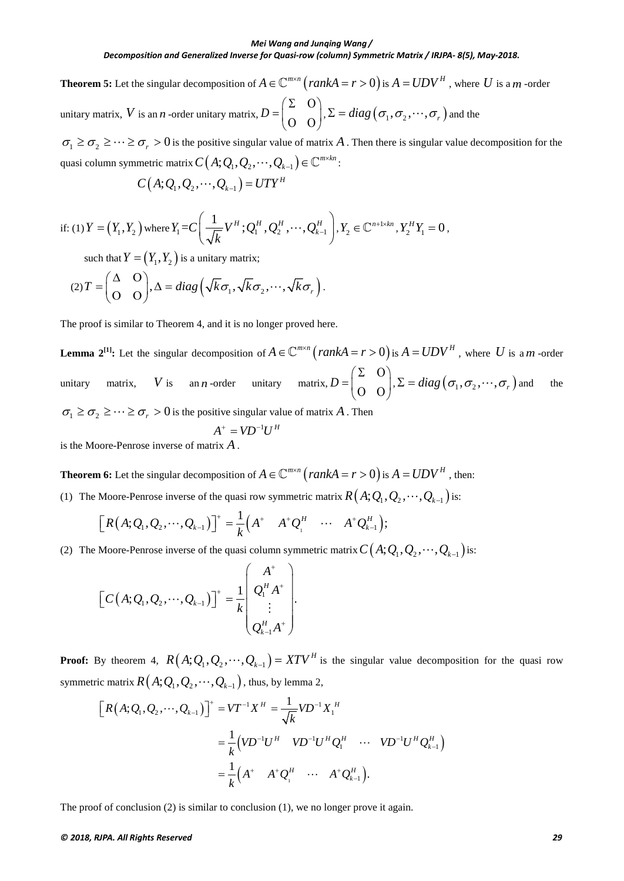**Theorem 5:** Let the singular decomposition of $A \in \mathbb{C}^{m\times n}\left(rankA = r > 0\right)$ is $A = UDV^H$ , where $U$ is a $m$ -order unitary matrix, $V$ is an $n$ -order unitary matrix, $D = \begin{pmatrix} \Sigma & O \\ O & O \end{pmatrix}, \Sigma = diag\left(\sigma_1, \sigma_2, \cdots, \sigma_r\right)$ and the $\sigma_1 \geq \sigma_2 \geq \cdots \geq \sigma_r > 0$ is the positive singular value of matrix $A$ . Then there is singular value decomposition for the quasi column symmetric matrix $C\left(A; Q_1, Q_2, \cdots, Q_{k-1}\right) \in \mathbb{C}^{m\times kn}$:

$$C\left(A; Q_1, Q_2, \cdots, Q_{k-1}\right) = UTY^H$$

if: (1) $Y = \left(Y_1, Y_2\right)$ where $Y_1 = C\left(\frac{1}{\sqrt{k}}V^H; Q_1^H, Q_2^H, \cdots, Q_{k-1}^H\right), Y_2 \in \mathbb{C}^{n+1\times kn}, Y_2^H Y_1 = 0$,

such that $Y = \left(Y_1, Y_2\right)$ is a unitary matrix;

(2) $T = \begin{pmatrix} \Delta & O \\ O & O \end{pmatrix}, \Delta = diag\left(\sqrt{k}\sigma_1, \sqrt{k}\sigma_2, \cdots, \sqrt{k}\sigma_r\right)$.

The proof is similar to Theorem 4, and it is no longer proved here.

**Lemma 2[1]:** Let the singular decomposition of $A \in \mathbb{C}^{m\times n}\left(rankA = r > 0\right)$ is $A = UDV^H$ , where $U$ is a $m$ -order unitary matrix, $V$ is an $n$ -order unitary matrix, $D = \begin{pmatrix} \Sigma & O \\ O & O \end{pmatrix}, \Sigma = diag\left(\sigma_1, \sigma_2, \cdots, \sigma_r\right)$ and the $\sigma_1 \geq \sigma_2 \geq \cdots \geq \sigma_r > 0$ is the positive singular value of matrix $A$ . Then

$$A^+ = VD^{-1}U^H$$

is the Moore-Penrose inverse of matrix $A$ .

**Theorem 6:** Let the singular decomposition of $A \in \mathbb{C}^{m\times n}\left(rankA = r > 0\right)$ is $A = UDV^H$ , then:

(1) The Moore-Penrose inverse of the quasi row symmetric matrix $R\left(A; Q_1, Q_2, \cdots, Q_{k-1}\right)$ is:

$$\left[R\left(A; Q_1, Q_2, \cdots, Q_{k-1}\right)\right]^+ = \frac{1}{k}\begin{pmatrix} A^+ & A^+Q_1^H & \cdots & A^+Q_{k-1}^H \end{pmatrix};$$

(2) The Moore-Penrose inverse of the quasi column symmetric matrix $C\left(A; Q_1, Q_2, \cdots, Q_{k-1}\right)$ is:

$$\left[C\left(A; Q_1, Q_2, \cdots, Q_{k-1}\right)\right]^+ = \frac{1}{k}\begin{pmatrix} A^+ \\ Q_1^H A^+ \\ \vdots \\ Q_{k-1}^H A^+ \end{pmatrix}.$$

**Proof:** By theorem 4, $R\left(A; Q_1, Q_2, \cdots, Q_{k-1}\right) = XTV^H$ is the singular value decomposition for the quasi row symmetric matrix $R\left(A; Q_1, Q_2, \cdots, Q_{k-1}\right)$ , thus, by lemma 2,

$$\begin{aligned} \left[R\left(A; Q_1, Q_2, \cdots, Q_{k-1}\right)\right]^+ &= VT^{-1}X^H = \frac{1}{\sqrt{k}}VD^{-1}X_1^H \\ &= \frac{1}{k}\begin{pmatrix} VD^{-1}U^H & VD^{-1}U^H Q_1^H & \cdots & VD^{-1}U^H Q_{k-1}^H \end{pmatrix} \\ &= \frac{1}{k}\begin{pmatrix} A^+ & A^+Q_1^H & \cdots & A^+Q_{k-1}^H \end{pmatrix}. \end{aligned}$$

The proof of conclusion (2) is similar to conclusion (1), we no longer prove it again.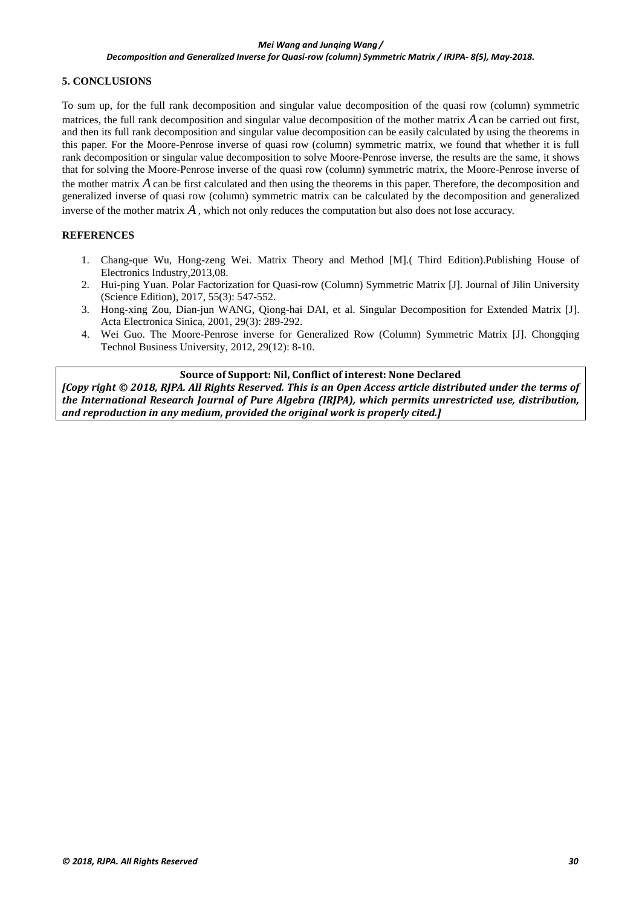## 5. CONCLUSIONS

To sum up, for the full rank decomposition and singular value decomposition of the quasi row (column) symmetric matrices, the full rank decomposition and singular value decomposition of the mother matrix $A$ can be carried out first, and then its full rank decomposition and singular value decomposition can be easily calculated by using the theorems in this paper. For the Moore-Penrose inverse of quasi row (column) symmetric matrix, we found that whether it is full rank decomposition or singular value decomposition to solve Moore-Penrose inverse, the results are the same, it shows that for solving the Moore-Penrose inverse of the quasi row (column) symmetric matrix, the Moore-Penrose inverse of the mother matrix $A$ can be first calculated and then using the theorems in this paper. Therefore, the decomposition and generalized inverse of quasi row (column) symmetric matrix can be calculated by the decomposition and generalized inverse of the mother matrix $A$, which not only reduces the computation but also does not lose accuracy.

## REFERENCES

1. Chang-que Wu, Hong-zeng Wei. Matrix Theory and Method [M].( Third Edition).Publishing House of Electronics Industry,2013,08.
2. Hui-ping Yuan. Polar Factorization for Quasi-row (Column) Symmetric Matrix [J]. Journal of Jilin University (Science Edition), 2017, 55(3): 547-552.
3. Hong-xing Zou, Dian-jun WANG, Qiong-hai DAI, et al. Singular Decomposition for Extended Matrix [J]. Acta Electronica Sinica, 2001, 29(3): 289-292.
4. Wei Guo. The Moore-Penrose inverse for Generalized Row (Column) Symmetric Matrix [J]. Chongqing Technol Business University, 2012, 29(12): 8-10.

**Source of Support: Nil, Conflict of interest: None Declared**

***[Copy right © 2018, RJPA. All Rights Reserved. This is an Open Access article distributed under the terms of the International Research Journal of Pure Algebra (IRJPA), which permits unrestricted use, distribution, and reproduction in any medium, provided the original work is properly cited.]***